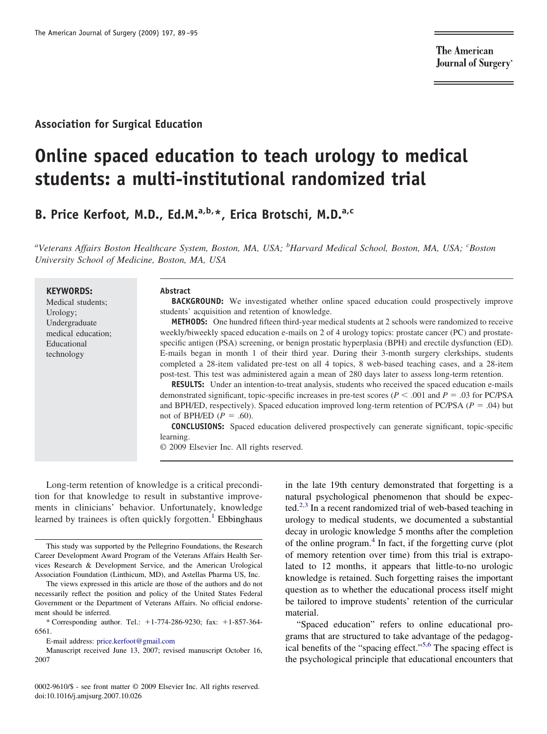Association for Surgical Education

# Online spaced education to teach urology to medical students: a multi-institutional randomized trial

**B. Price Kerfoot, M.D., Ed.M.[a,b,*], Erica Brotschi, M.D.[a,c]**

*[a]Veterans Affairs Boston Healthcare System, Boston, MA, USA; [b]Harvard Medical School, Boston, MA, USA; [c]Boston University School of Medicine, Boston, MA, USA*

**KEYWORDS:**
Medical students;
Urology;
Undergraduate medical education;
Educational technology

**Abstract**

**BACKGROUND:** We investigated whether online spaced education could prospectively improve students' acquisition and retention of knowledge.

**METHODS:** One hundred fifteen third-year medical students at 2 schools were randomized to receive weekly/biweekly spaced education e-mails on 2 of 4 urology topics: prostate cancer (PC) and prostate-specific antigen (PSA) screening, or benign prostatic hyperplasia (BPH) and erectile dysfunction (ED). E-mails began in month 1 of their third year. During their 3-month surgery clerkships, students completed a 28-item validated pre-test on all 4 topics, 8 web-based teaching cases, and a 28-item post-test. This test was administered again a mean of 280 days later to assess long-term retention.

**RESULTS:** Under an intention-to-treat analysis, students who received the spaced education e-mails demonstrated significant, topic-specific increases in pre-test scores ($P < .001$ and $P = .03$ for PC/PSA and BPH/ED, respectively). Spaced education improved long-term retention of PC/PSA ($P = .04$) but not of BPH/ED ($P = .60$).

**CONCLUSIONS:** Spaced education delivered prospectively can generate significant, topic-specific learning.

© 2009 Elsevier Inc. All rights reserved.

Long-term retention of knowledge is a critical precondition for that knowledge to result in substantive improvements in clinicians' behavior. Unfortunately, knowledge learned by trainees is often quickly forgotten.[1] Ebbinghaus in the late 19th century demonstrated that forgetting is a natural psychological phenomenon that should be expected.[2,3] In a recent randomized trial of web-based teaching in urology to medical students, we documented a substantial decay in urologic knowledge 5 months after the completion of the online program.[4] In fact, if the forgetting curve (plot of memory retention over time) from this trial is extrapolated to 12 months, it appears that little-to-no urologic knowledge is retained. Such forgetting raises the important question as to whether the educational process itself might be tailored to improve students' retention of the curricular material.

"Spaced education" refers to online educational programs that are structured to take advantage of the pedagogical benefits of the "spacing effect."[5,6] The spacing effect is the psychological principle that educational encounters that

---

This study was supported by the Pellegrino Foundations, the Research Career Development Award Program of the Veterans Affairs Health Services Research & Development Service, and the American Urological Association Foundation (Linthicum, MD), and Astellas Pharma US, Inc.

The views expressed in this article are those of the authors and do not necessarily reflect the position and policy of the United States Federal Government or the Department of Veterans Affairs. No official endorsement should be inferred.

\* Corresponding author. Tel.: +1-774-286-9230; fax: +1-857-364-6561.

E-mail address: price.kerfoot@gmail.com

Manuscript received June 13, 2007; revised manuscript October 16, 2007

0002-9610/$ - see front matter © 2009 Elsevier Inc. All rights reserved.
doi:10.1016/j.amjsurg.2007.10.026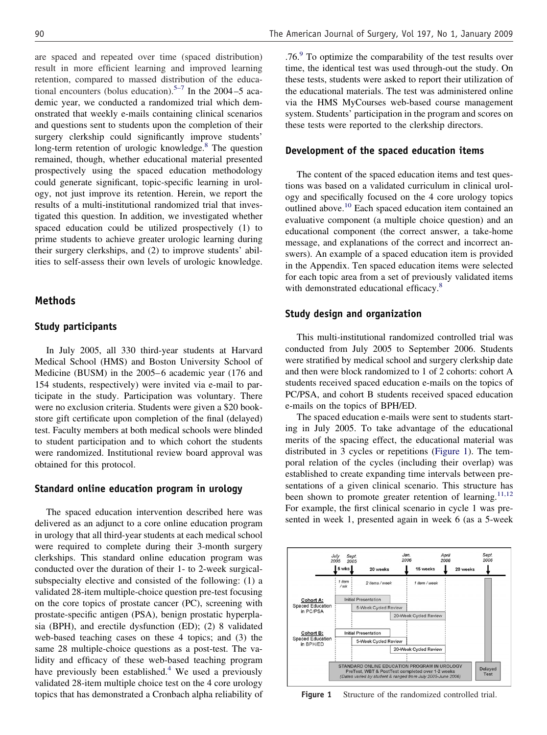are spaced and repeated over time (spaced distribution) result in more efficient learning and improved learning retention, compared to massed distribution of the educational encounters (bolus education).[5–7] In the 2004–5 academic year, we conducted a randomized trial which demonstrated that weekly e-mails containing clinical scenarios and questions sent to students upon the completion of their surgery clerkship could significantly improve students' long-term retention of urologic knowledge.[8] The question remained, though, whether educational material presented prospectively using the spaced education methodology could generate significant, topic-specific learning in urology, not just improve its retention. Herein, we report the results of a multi-institutional randomized trial that investigated this question. In addition, we investigated whether spaced education could be utilized prospectively (1) to prime students to achieve greater urologic learning during their surgery clerkships, and (2) to improve students' abilities to self-assess their own levels of urologic knowledge.

## Methods

### Study participants

In July 2005, all 330 third-year students at Harvard Medical School (HMS) and Boston University School of Medicine (BUSM) in the 2005–6 academic year (176 and 154 students, respectively) were invited via e-mail to participate in the study. Participation was voluntary. There were no exclusion criteria. Students were given a $20 bookstore gift certificate upon completion of the final (delayed) test. Faculty members at both medical schools were blinded to student participation and to which cohort the students were randomized. Institutional review board approval was obtained for this protocol.

### Standard online education program in urology

The spaced education intervention described here was delivered as an adjunct to a core online education program in urology that all third-year students at each medical school were required to complete during their 3-month surgery clerkships. This standard online education program was conducted over the duration of their 1- to 2-week surgical-subspecialty elective and consisted of the following: (1) a validated 28-item multiple-choice question pre-test focusing on the core topics of prostate cancer (PC), screening with prostate-specific antigen (PSA), benign prostatic hyperplasia (BPH), and erectile dysfunction (ED); (2) 8 validated web-based teaching cases on these 4 topics; and (3) the same 28 multiple-choice questions as a post-test. The validity and efficacy of these web-based teaching program have previously been established.[4] We used a previously validated 28-item multiple choice test on the 4 core urology topics that has demonstrated a Cronbach alpha reliability of .76.[9] To optimize the comparability of the test results over time, the identical test was used through-out the study. On these tests, students were asked to report their utilization of the educational materials. The test was administered online via the HMS MyCourses web-based course management system. Students' participation in the program and scores on these tests were reported to the clerkship directors.

### Development of the spaced education items

The content of the spaced education items and test questions was based on a validated curriculum in clinical urology and specifically focused on the 4 core urology topics outlined above.[10] Each spaced education item contained an evaluative component (a multiple choice question) and an educational component (the correct answer, a take-home message, and explanations of the correct and incorrect answers). An example of a spaced education item is provided in the Appendix. Ten spaced education items were selected for each topic area from a set of previously validated items with demonstrated educational efficacy.[8]

### Study design and organization

This multi-institutional randomized controlled trial was conducted from July 2005 to September 2006. Students were stratified by medical school and surgery clerkship date and then were block randomized to 1 of 2 cohorts: cohort A students received spaced education e-mails on the topics of PC/PSA, and cohort B students received spaced education e-mails on the topics of BPH/ED.

The spaced education e-mails were sent to students starting in July 2005. To take advantage of the educational merits of the spacing effect, the educational material was distributed in 3 cycles or repetitions (Figure 1). The temporal relation of the cycles (including their overlap) was established to create expanding time intervals between presentations of a given clinical scenario. This structure has been shown to promote greater retention of learning.[11,12] For example, the first clinical scenario in cycle 1 was presented in week 1, presented again in week 6 (as a 5-week

**Figure 1** Structure of the randomized controlled trial.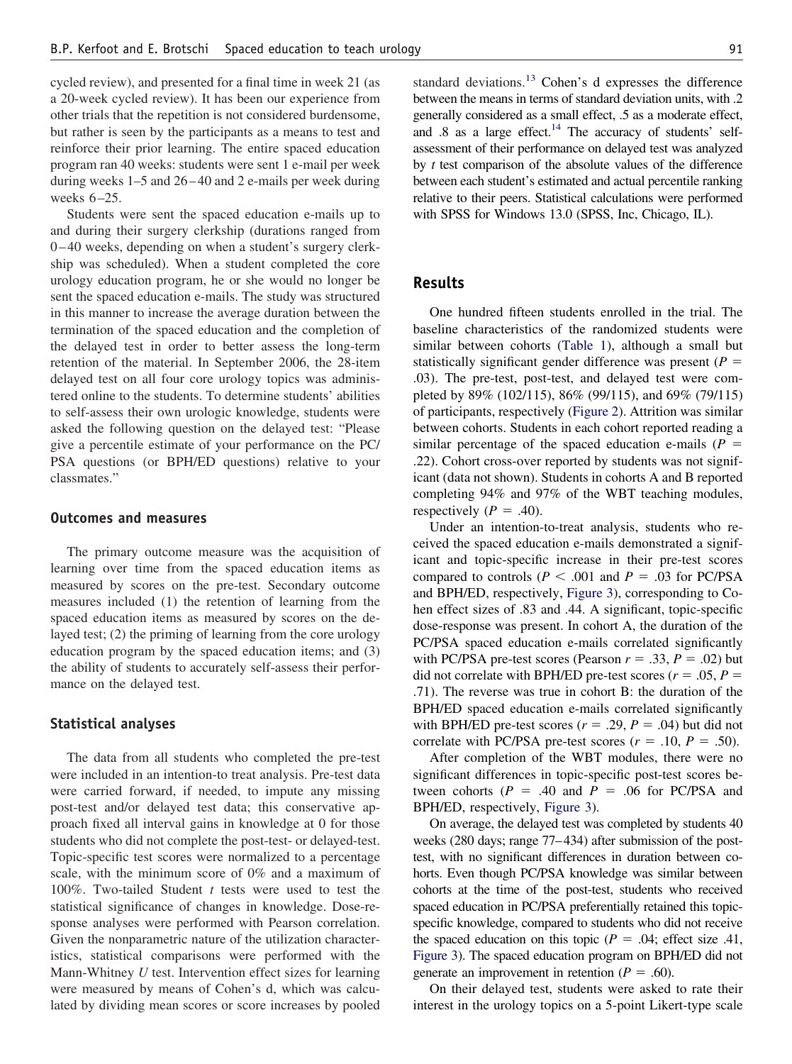cycled review), and presented for a final time in week 21 (as a 20-week cycled review). It has been our experience from other trials that the repetition is not considered burdensome, but rather is seen by the participants as a means to test and reinforce their prior learning. The entire spaced education program ran 40 weeks: students were sent 1 e-mail per week during weeks 1–5 and 26–40 and 2 e-mails per week during weeks 6–25.

Students were sent the spaced education e-mails up to and during their surgery clerkship (durations ranged from 0–40 weeks, depending on when a student's surgery clerkship was scheduled). When a student completed the core urology education program, he or she would no longer be sent the spaced education e-mails. The study was structured in this manner to increase the average duration between the termination of the spaced education and the completion of the delayed test in order to better assess the long-term retention of the material. In September 2006, the 28-item delayed test on all four core urology topics was administered online to the students. To determine students' abilities to self-assess their own urologic knowledge, students were asked the following question on the delayed test: "Please give a percentile estimate of your performance on the PC/PSA questions (or BPH/ED questions) relative to your classmates."

### Outcomes and measures

The primary outcome measure was the acquisition of learning over time from the spaced education items as measured by scores on the pre-test. Secondary outcome measures included (1) the retention of learning from the spaced education items as measured by scores on the delayed test; (2) the priming of learning from the core urology education program by the spaced education items; and (3) the ability of students to accurately self-assess their performance on the delayed test.

### Statistical analyses

The data from all students who completed the pre-test were included in an intention-to treat analysis. Pre-test data were carried forward, if needed, to impute any missing post-test and/or delayed test data; this conservative approach fixed all interval gains in knowledge at 0 for those students who did not complete the post-test- or delayed-test. Topic-specific test scores were normalized to a percentage scale, with the minimum score of 0% and a maximum of 100%. Two-tailed Student *t* tests were used to test the statistical significance of changes in knowledge. Dose-response analyses were performed with Pearson correlation. Given the nonparametric nature of the utilization characteristics, statistical comparisons were performed with the Mann-Whitney *U* test. Intervention effect sizes for learning were measured by means of Cohen's d, which was calculated by dividing mean scores or score increases by pooled standard deviations.[13] Cohen's d expresses the difference between the means in terms of standard deviation units, with .2 generally considered as a small effect, .5 as a moderate effect, and .8 as a large effect.[14] The accuracy of students' self-assessment of their performance on delayed test was analyzed by *t* test comparison of the absolute values of the difference between each student's estimated and actual percentile ranking relative to their peers. Statistical calculations were performed with SPSS for Windows 13.0 (SPSS, Inc, Chicago, IL).

## Results

One hundred fifteen students enrolled in the trial. The baseline characteristics of the randomized students were similar between cohorts (Table 1), although a small but statistically significant gender difference was present ($P = .03$). The pre-test, post-test, and delayed test were completed by 89% (102/115), 86% (99/115), and 69% (79/115) of participants, respectively (Figure 2). Attrition was similar between cohorts. Students in each cohort reported reading a similar percentage of the spaced education e-mails ($P = .22$). Cohort cross-over reported by students was not significant (data not shown). Students in cohorts A and B reported completing 94% and 97% of the WBT teaching modules, respectively ($P = .40$).

Under an intention-to-treat analysis, students who received the spaced education e-mails demonstrated a significant and topic-specific increase in their pre-test scores compared to controls ($P < .001$ and $P = .03$ for PC/PSA and BPH/ED, respectively, Figure 3), corresponding to Cohen effect sizes of .83 and .44. A significant, topic-specific dose-response was present. In cohort A, the duration of the PC/PSA spaced education e-mails correlated significantly with PC/PSA pre-test scores (Pearson $r = .33$, $P = .02$) but did not correlate with BPH/ED pre-test scores ($r = .05$, $P = .71$). The reverse was true in cohort B: the duration of the BPH/ED spaced education e-mails correlated significantly with BPH/ED pre-test scores ($r = .29$, $P = .04$) but did not correlate with PC/PSA pre-test scores ($r = .10$, $P = .50$).

After completion of the WBT modules, there were no significant differences in topic-specific post-test scores between cohorts ($P = .40$ and $P = .06$ for PC/PSA and BPH/ED, respectively, Figure 3).

On average, the delayed test was completed by students 40 weeks (280 days; range 77–434) after submission of the post-test, with no significant differences in duration between cohorts. Even though PC/PSA knowledge was similar between cohorts at the time of the post-test, students who received spaced education in PC/PSA preferentially retained this topic-specific knowledge, compared to students who did not receive the spaced education on this topic ($P = .04$; effect size .41, Figure 3). The spaced education program on BPH/ED did not generate an improvement in retention ($P = .60$).

On their delayed test, students were asked to rate their interest in the urology topics on a 5-point Likert-type scale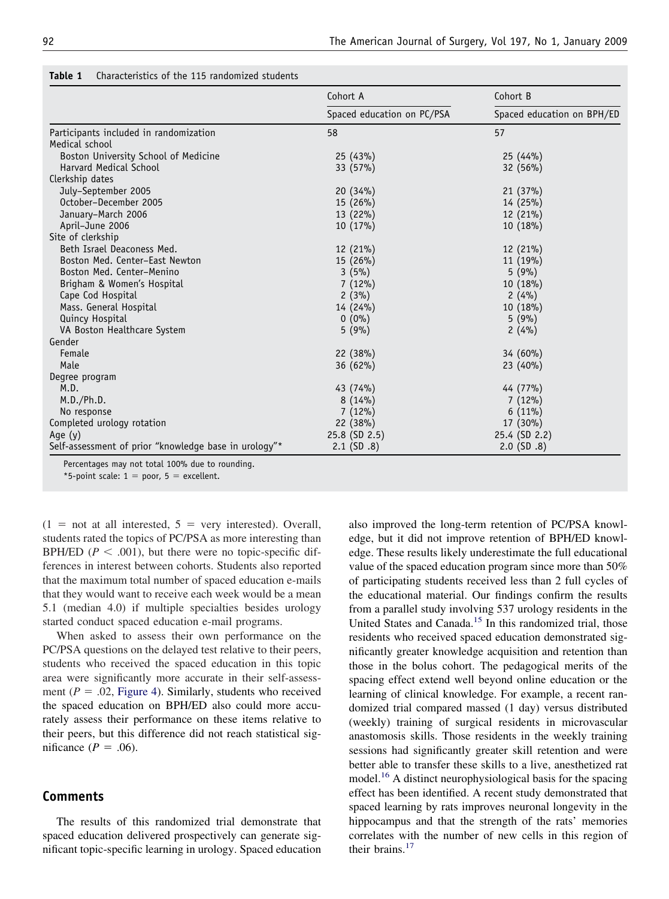**Table 1** Characteristics of the 115 randomized students

| | Cohort A | Cohort B |
|---|---|---|
| | Spaced education on PC/PSA | Spaced education on BPH/ED |
| Participants included in randomization | 58 | 57 |
| Medical school | | |
| Boston University School of Medicine | 25 (43%) | 25 (44%) |
| Harvard Medical School | 33 (57%) | 32 (56%) |
| Clerkship dates | | |
| July–September 2005 | 20 (34%) | 21 (37%) |
| October–December 2005 | 15 (26%) | 14 (25%) |
| January–March 2006 | 13 (22%) | 12 (21%) |
| April–June 2006 | 10 (17%) | 10 (18%) |
| Site of clerkship | | |
| Beth Israel Deaconess Med. | 12 (21%) | 12 (21%) |
| Boston Med. Center–East Newton | 15 (26%) | 11 (19%) |
| Boston Med. Center–Menino | 3 (5%) | 5 (9%) |
| Brigham & Women's Hospital | 7 (12%) | 10 (18%) |
| Cape Cod Hospital | 2 (3%) | 2 (4%) |
| Mass. General Hospital | 14 (24%) | 10 (18%) |
| Quincy Hospital | 0 (0%) | 5 (9%) |
| VA Boston Healthcare System | 5 (9%) | 2 (4%) |
| Gender | | |
| Female | 22 (38%) | 34 (60%) |
| Male | 36 (62%) | 23 (40%) |
| Degree program | | |
| M.D. | 43 (74%) | 44 (77%) |
| M.D./Ph.D. | 8 (14%) | 7 (12%) |
| No response | 7 (12%) | 6 (11%) |
| Completed urology rotation | 22 (38%) | 17 (30%) |
| Age (y) | 25.8 (SD 2.5) | 25.4 (SD 2.2) |
| Self-assessment of prior "knowledge base in urology"* | 2.1 (SD .8) | 2.0 (SD .8) |

Percentages may not total 100% due to rounding.

*5-point scale: 1 = poor, 5 = excellent.

(1 = not at all interested, 5 = very interested). Overall, students rated the topics of PC/PSA as more interesting than BPH/ED ($P < .001$), but there were no topic-specific differences in interest between cohorts. Students also reported that the maximum total number of spaced education e-mails that they would want to receive each week would be a mean 5.1 (median 4.0) if multiple specialties besides urology started conduct spaced education e-mail programs.

When asked to assess their own performance on the PC/PSA questions on the delayed test relative to their peers, students who received the spaced education in this topic area were significantly more accurate in their self-assessment ($P = .02$, Figure 4). Similarly, students who received the spaced education on BPH/ED also could more accurately assess their performance on these items relative to their peers, but this difference did not reach statistical significance ($P = .06$).

## Comments

The results of this randomized trial demonstrate that spaced education delivered prospectively can generate significant topic-specific learning in urology. Spaced education also improved the long-term retention of PC/PSA knowledge, but it did not improve retention of BPH/ED knowledge. These results likely underestimate the full educational value of the spaced education program since more than 50% of participating students received less than 2 full cycles of the educational material. Our findings confirm the results from a parallel study involving 537 urology residents in the United States and Canada.[15] In this randomized trial, those residents who received spaced education demonstrated significantly greater knowledge acquisition and retention than those in the bolus cohort. The pedagogical merits of the spacing effect extend well beyond online education or the learning of clinical knowledge. For example, a recent randomized trial compared massed (1 day) versus distributed (weekly) training of surgical residents in microvascular anastomosis skills. Those residents in the weekly training sessions had significantly greater skill retention and were better able to transfer these skills to a live, anesthetized rat model.[16] A distinct neurophysiological basis for the spacing effect has been identified. A recent study demonstrated that spaced learning by rats improves neuronal longevity in the hippocampus and that the strength of the rats' memories correlates with the number of new cells in this region of their brains.[17]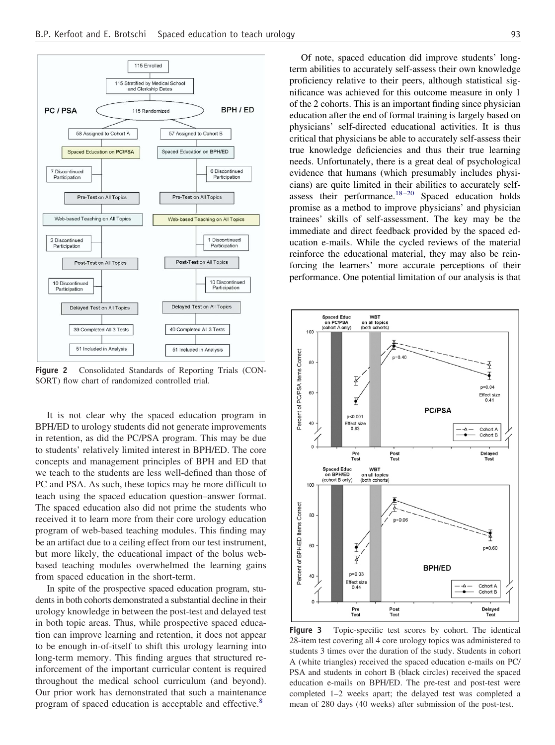**Figure 2** Consolidated Standards of Reporting Trials (CONSORT) flow chart of randomized controlled trial.

It is not clear why the spaced education program in BPH/ED to urology students did not generate improvements in retention, as did the PC/PSA program. This may be due to students' relatively limited interest in BPH/ED. The core concepts and management principles of BPH and ED that we teach to the students are less well-defined than those of PC and PSA. As such, these topics may be more difficult to teach using the spaced education question–answer format. The spaced education also did not prime the students who received it to learn more from their core urology education program of web-based teaching modules. This finding may be an artifact due to a ceiling effect from our test instrument, but more likely, the educational impact of the bolus web-based teaching modules overwhelmed the learning gains from spaced education in the short-term.

In spite of the prospective spaced education program, students in both cohorts demonstrated a substantial decline in their urology knowledge in between the post-test and delayed test in both topic areas. Thus, while prospective spaced education can improve learning and retention, it does not appear to be enough in-of-itself to shift this urology learning into long-term memory. This finding argues that structured reinforcement of the important curricular content is required throughout the medical school curriculum (and beyond). Our prior work has demonstrated that such a maintenance program of spaced education is acceptable and effective.[8]

Of note, spaced education did improve students' long-term abilities to accurately self-assess their own knowledge proficiency relative to their peers, although statistical significance was achieved for this outcome measure in only 1 of the 2 cohorts. This is an important finding since physician education after the end of formal training is largely based on physicians' self-directed educational activities. It is thus critical that physicians be able to accurately self-assess their true knowledge deficiencies and thus their true learning needs. Unfortunately, there is a great deal of psychological evidence that humans (which presumably includes physicians) are quite limited in their abilities to accurately self-assess their performance.[18–20] Spaced education holds promise as a method to improve physicians' and physician trainees' skills of self-assessment. The key may be the immediate and direct feedback provided by the spaced education e-mails. While the cycled reviews of the material reinforce the educational material, they may also be reinforcing the learners' more accurate perceptions of their performance. One potential limitation of our analysis is that

**Figure 3** Topic-specific test scores by cohort. The identical 28-item test covering all 4 core urology topics was administered to students 3 times over the duration of the study. Students in cohort A (white triangles) received the spaced education e-mails on PC/PSA and students in cohort B (black circles) received the spaced education e-mails on BPH/ED. The pre-test and post-test were completed 1–2 weeks apart; the delayed test was completed a mean of 280 days (40 weeks) after submission of the post-test.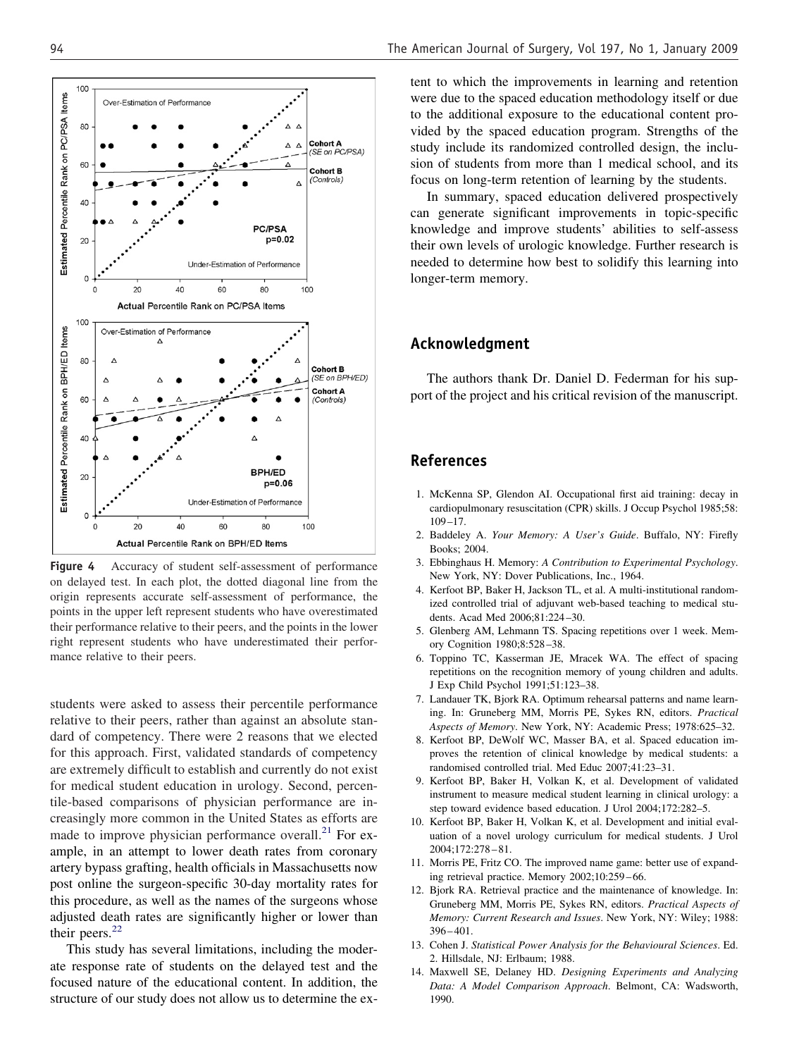**Figure 4** Accuracy of student self-assessment of performance on delayed test. In each plot, the dotted diagonal line from the origin represents accurate self-assessment of performance, the points in the upper left represent students who have overestimated their performance relative to their peers, and the points in the lower right represent students who have underestimated their performance relative to their peers.

students were asked to assess their percentile performance relative to their peers, rather than against an absolute standard of competency. There were 2 reasons that we elected for this approach. First, validated standards of competency are extremely difficult to establish and currently do not exist for medical student education in urology. Second, percentile-based comparisons of physician performance are increasingly more common in the United States as efforts are made to improve physician performance overall.[21] For example, in an attempt to lower death rates from coronary artery bypass grafting, health officials in Massachusetts now post online the surgeon-specific 30-day mortality rates for this procedure, as well as the names of the surgeons whose adjusted death rates are significantly higher or lower than their peers.[22]

This study has several limitations, including the moderate response rate of students on the delayed test and the focused nature of the educational content. In addition, the structure of our study does not allow us to determine the extent to which the improvements in learning and retention were due to the spaced education methodology itself or due to the additional exposure to the educational content provided by the spaced education program. Strengths of the study include its randomized controlled design, the inclusion of students from more than 1 medical school, and its focus on long-term retention of learning by the students.

In summary, spaced education delivered prospectively can generate significant improvements in topic-specific knowledge and improve students' abilities to self-assess their own levels of urologic knowledge. Further research is needed to determine how best to solidify this learning into longer-term memory.

## Acknowledgment

The authors thank Dr. Daniel D. Federman for his support of the project and his critical revision of the manuscript.

## References

1. McKenna SP, Glendon AI. Occupational first aid training: decay in cardiopulmonary resuscitation (CPR) skills. J Occup Psychol 1985;58:109–17.
2. Baddeley A. *Your Memory: A User's Guide*. Buffalo, NY: Firefly Books; 2004.
3. Ebbinghaus H. Memory: *A Contribution to Experimental Psychology*. New York, NY: Dover Publications, Inc., 1964.
4. Kerfoot BP, Baker H, Jackson TL, et al. A multi-institutional randomized controlled trial of adjuvant web-based teaching to medical students. Acad Med 2006;81:224–30.
5. Glenberg AM, Lehmann TS. Spacing repetitions over 1 week. Memory Cognition 1980;8:528–38.
6. Toppino TC, Kasserman JE, Mracek WA. The effect of spacing repetitions on the recognition memory of young children and adults. J Exp Child Psychol 1991;51:123–38.
7. Landauer TK, Bjork RA. Optimum rehearsal patterns and name learning. In: Gruneberg MM, Morris PE, Sykes RN, editors. *Practical Aspects of Memory*. New York, NY: Academic Press; 1978:625–32.
8. Kerfoot BP, DeWolf WC, Masser BA, et al. Spaced education improves the retention of clinical knowledge by medical students: a randomised controlled trial. Med Educ 2007;41:23–31.
9. Kerfoot BP, Baker H, Volkan K, et al. Development of validated instrument to measure medical student learning in clinical urology: a step toward evidence based education. J Urol 2004;172:282–5.
10. Kerfoot BP, Baker H, Volkan K, et al. Development and initial evaluation of a novel urology curriculum for medical students. J Urol 2004;172:278–81.
11. Morris PE, Fritz CO. The improved name game: better use of expanding retrieval practice. Memory 2002;10:259–66.
12. Bjork RA. Retrieval practice and the maintenance of knowledge. In: Gruneberg MM, Morris PE, Sykes RN, editors. *Practical Aspects of Memory: Current Research and Issues*. New York, NY: Wiley; 1988: 396–401.
13. Cohen J. *Statistical Power Analysis for the Behavioural Sciences*. Ed. 2. Hillsdale, NJ: Erlbaum; 1988.
14. Maxwell SE, Delaney HD. *Designing Experiments and Analyzing Data: A Model Comparison Approach*. Belmont, CA: Wadsworth, 1990.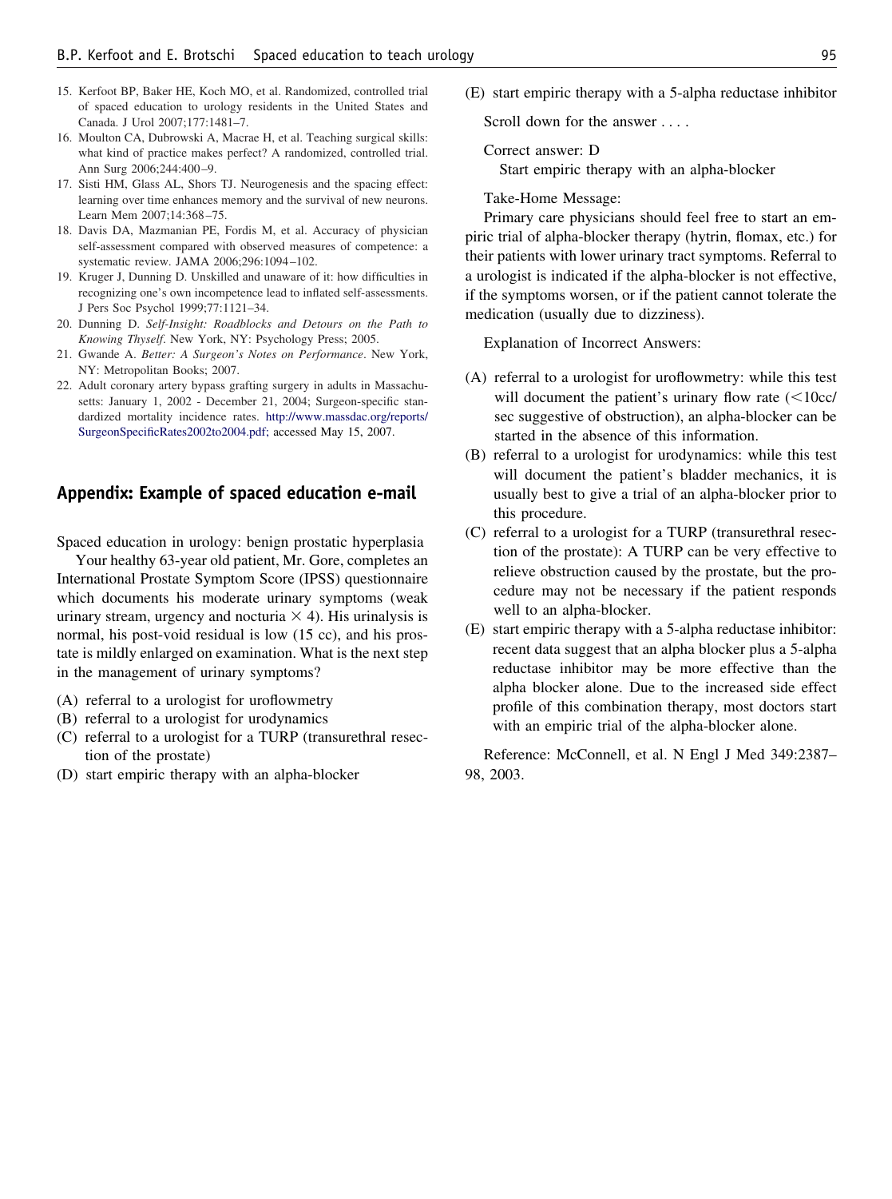15. Kerfoot BP, Baker HE, Koch MO, et al. Randomized, controlled trial of spaced education to urology residents in the United States and Canada. J Urol 2007;177:1481–7.
16. Moulton CA, Dubrowski A, Macrae H, et al. Teaching surgical skills: what kind of practice makes perfect? A randomized, controlled trial. Ann Surg 2006;244:400–9.
17. Sisti HM, Glass AL, Shors TJ. Neurogenesis and the spacing effect: learning over time enhances memory and the survival of new neurons. Learn Mem 2007;14:368–75.
18. Davis DA, Mazmanian PE, Fordis M, et al. Accuracy of physician self-assessment compared with observed measures of competence: a systematic review. JAMA 2006;296:1094–102.
19. Kruger J, Dunning D. Unskilled and unaware of it: how difficulties in recognizing one's own incompetence lead to inflated self-assessments. J Pers Soc Psychol 1999;77:1121–34.
20. Dunning D. *Self-Insight: Roadblocks and Detours on the Path to Knowing Thyself*. New York, NY: Psychology Press; 2005.
21. Gwande A. *Better: A Surgeon's Notes on Performance*. New York, NY: Metropolitan Books; 2007.
22. Adult coronary artery bypass grafting surgery in adults in Massachusetts: January 1, 2002 - December 21, 2004; Surgeon-specific standardized mortality incidence rates. http://www.massdac.org/reports/SurgeonSpecificRates2002to2004.pdf; accessed May 15, 2007.

## Appendix: Example of spaced education e-mail

Spaced education in urology: benign prostatic hyperplasia

Your healthy 63-year old patient, Mr. Gore, completes an International Prostate Symptom Score (IPSS) questionnaire which documents his moderate urinary symptoms (weak urinary stream, urgency and nocturia × 4). His urinalysis is normal, his post-void residual is low (15 cc), and his prostate is mildly enlarged on examination. What is the next step in the management of urinary symptoms?

(A) referral to a urologist for uroflowmetry
(B) referral to a urologist for urodynamics
(C) referral to a urologist for a TURP (transurethral resection of the prostate)
(D) start empiric therapy with an alpha-blocker
(E) start empiric therapy with a 5-alpha reductase inhibitor

Scroll down for the answer . . . .

Correct answer: D
Start empiric therapy with an alpha-blocker

Take-Home Message:

Primary care physicians should feel free to start an empiric trial of alpha-blocker therapy (hytrin, flomax, etc.) for their patients with lower urinary tract symptoms. Referral to a urologist is indicated if the alpha-blocker is not effective, if the symptoms worsen, or if the patient cannot tolerate the medication (usually due to dizziness).

Explanation of Incorrect Answers:

(A) referral to a urologist for uroflowmetry: while this test will document the patient's urinary flow rate (<10cc/sec suggestive of obstruction), an alpha-blocker can be started in the absence of this information.
(B) referral to a urologist for urodynamics: while this test will document the patient's bladder mechanics, it is usually best to give a trial of an alpha-blocker prior to this procedure.
(C) referral to a urologist for a TURP (transurethral resection of the prostate): A TURP can be very effective to relieve obstruction caused by the prostate, but the procedure may not be necessary if the patient responds well to an alpha-blocker.
(E) start empiric therapy with a 5-alpha reductase inhibitor: recent data suggest that an alpha blocker plus a 5-alpha reductase inhibitor may be more effective than the alpha blocker alone. Due to the increased side effect profile of this combination therapy, most doctors start with an empiric trial of the alpha-blocker alone.

Reference: McConnell, et al. N Engl J Med 349:2387–98, 2003.